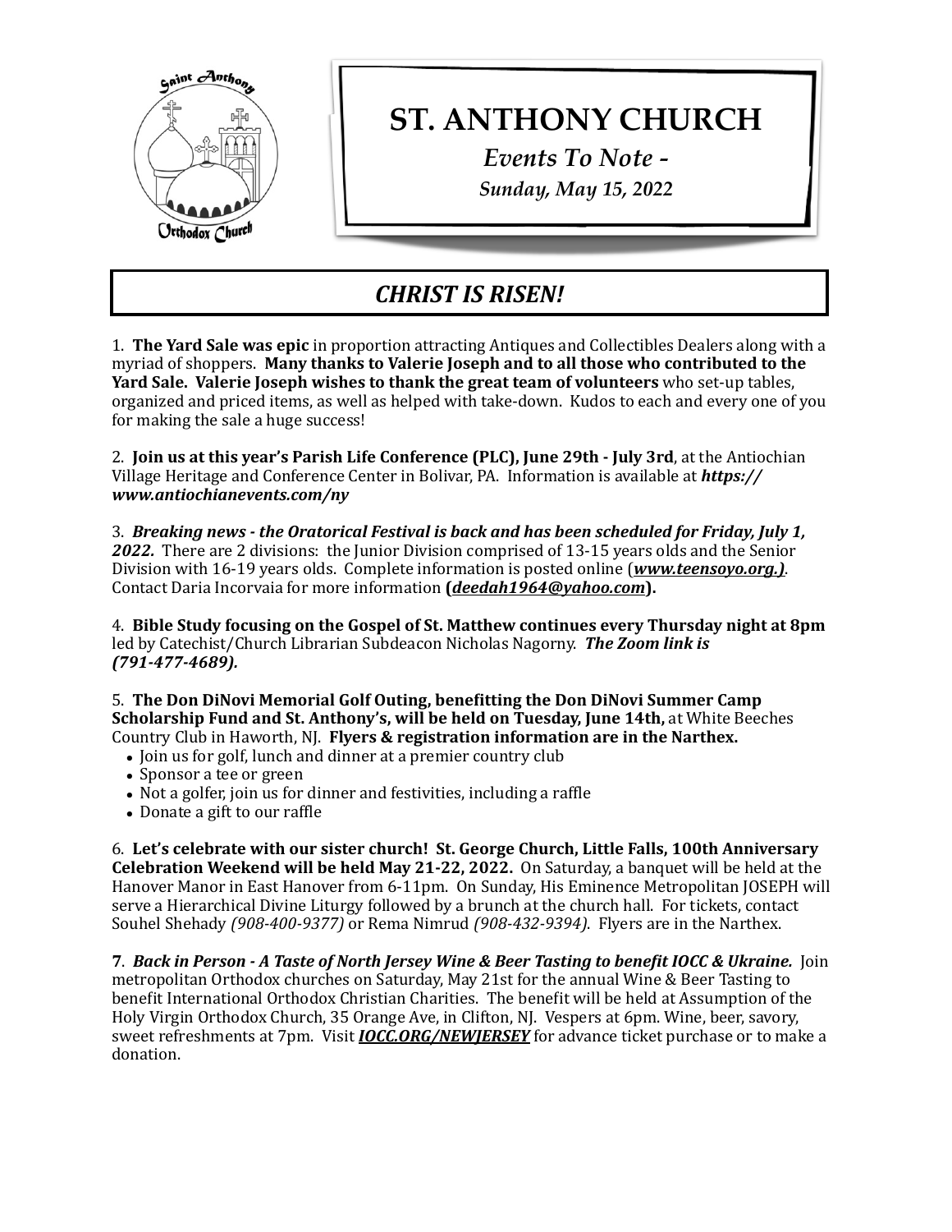# ST. ANTHONY CHURCH

*Events To Note -*

*Sunday, May 15, 2022*

## *CHRIST IS RISEN!*

1. **The Yard Sale was epic** in proportion attracting Antiques and Collectibles Dealers along with a myriad of shoppers. **Many thanks to Valerie Joseph and to all those who contributed to the Yard Sale. Valerie Joseph wishes to thank the great team of volunteers** who set-up tables, organized and priced items, as well as helped with take-down. Kudos to each and every one of you for making the sale a huge success!

2. **Join us at this year's Parish Life Conference (PLC), June 29th - July 3rd**, at the Antiochian Village Heritage and Conference Center in Bolivar, PA. Information is available at ***https://www.antiochianevents.com/ny***

3. ***Breaking news - the Oratorical Festival is back and has been scheduled for Friday, July 1, 2022.*** There are 2 divisions: the Junior Division comprised of 13-15 years olds and the Senior Division with 16-19 years olds. Complete information is posted online (***www.teensoyo.org.)***. Contact Daria Incorvaia for more information **(*deedah1964@yahoo.com*).**

4. **Bible Study focusing on the Gospel of St. Matthew continues every Thursday night at 8pm** led by Catechist/Church Librarian Subdeacon Nicholas Nagorny. ***The Zoom link is (791-477-4689).***

5. **The Don DiNovi Memorial Golf Outing, benefitting the Don DiNovi Summer Camp Scholarship Fund and St. Anthony's, will be held on Tuesday, June 14th,** at White Beeches Country Club in Haworth, NJ. **Flyers & registration information are in the Narthex.**

- Join us for golf, lunch and dinner at a premier country club
- Sponsor a tee or green
- Not a golfer, join us for dinner and festivities, including a raffle
- Donate a gift to our raffle

6. **Let's celebrate with our sister church! St. George Church, Little Falls, 100th Anniversary Celebration Weekend will be held May 21-22, 2022.** On Saturday, a banquet will be held at the Hanover Manor in East Hanover from 6-11pm. On Sunday, His Eminence Metropolitan JOSEPH will serve a Hierarchical Divine Liturgy followed by a brunch at the church hall. For tickets, contact Souhel Shehady *(908-400-9377)* or Rema Nimrud *(908-432-9394)*. Flyers are in the Narthex.

**7**. ***Back in Person - A Taste of North Jersey Wine & Beer Tasting to benefit IOCC & Ukraine.*** Join metropolitan Orthodox churches on Saturday, May 21st for the annual Wine & Beer Tasting to benefit International Orthodox Christian Charities. The benefit will be held at Assumption of the Holy Virgin Orthodox Church, 35 Orange Ave, in Clifton, NJ. Vespers at 6pm. Wine, beer, savory, sweet refreshments at 7pm. Visit ***IOCC.ORG/NEWJERSEY*** for advance ticket purchase or to make a donation.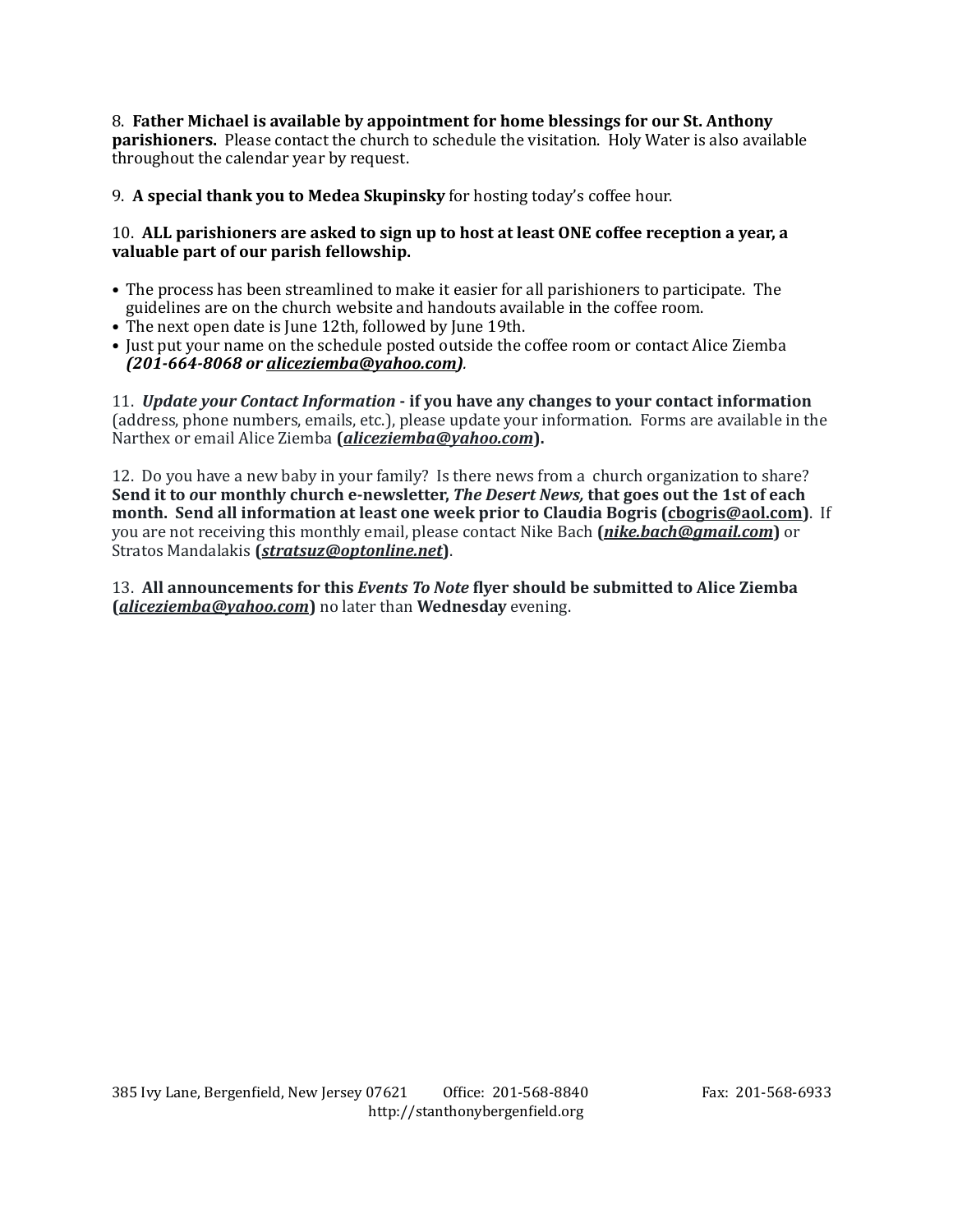8. **Father Michael is available by appointment for home blessings for our St. Anthony parishioners.** Please contact the church to schedule the visitation. Holy Water is also available throughout the calendar year by request.

9. **A special thank you to Medea Skupinsky** for hosting today's coffee hour.

10. **ALL parishioners are asked to sign up to host at least ONE coffee reception a year, a valuable part of our parish fellowship.**

- The process has been streamlined to make it easier for all parishioners to participate. The guidelines are on the church website and handouts available in the coffee room.
- The next open date is June 12th, followed by June 19th.
- Just put your name on the schedule posted outside the coffee room or contact Alice Ziemba ***(201-664-8068 or aliceziemba@yahoo.com)***.

11. ***Update your Contact Information*** **- if you have any changes to your contact information** (address, phone numbers, emails, etc.), please update your information. Forms are available in the Narthex or email Alice Ziemba **(*aliceziemba@yahoo.com*).**

12. Do you have a new baby in your family? Is there news from a church organization to share? **Send it to our monthly church e-newsletter, *The Desert News,* that goes out the 1st of each month. Send all information at least one week prior to Claudia Bogris (cbogris@aol.com)**. If you are not receiving this monthly email, please contact Nike Bach **(*nike.bach@gmail.com*)** or Stratos Mandalakis **(*stratsuz@optonline.net*)**.

13. **All announcements for this *Events To Note* flyer should be submitted to Alice Ziemba (*aliceziemba@yahoo.com*)** no later than **Wednesday** evening.

385 Ivy Lane, Bergenfield, New Jersey 07621 Office: 201-568-8840 Fax: 201-568-6933
http://stanthonybergenfield.org